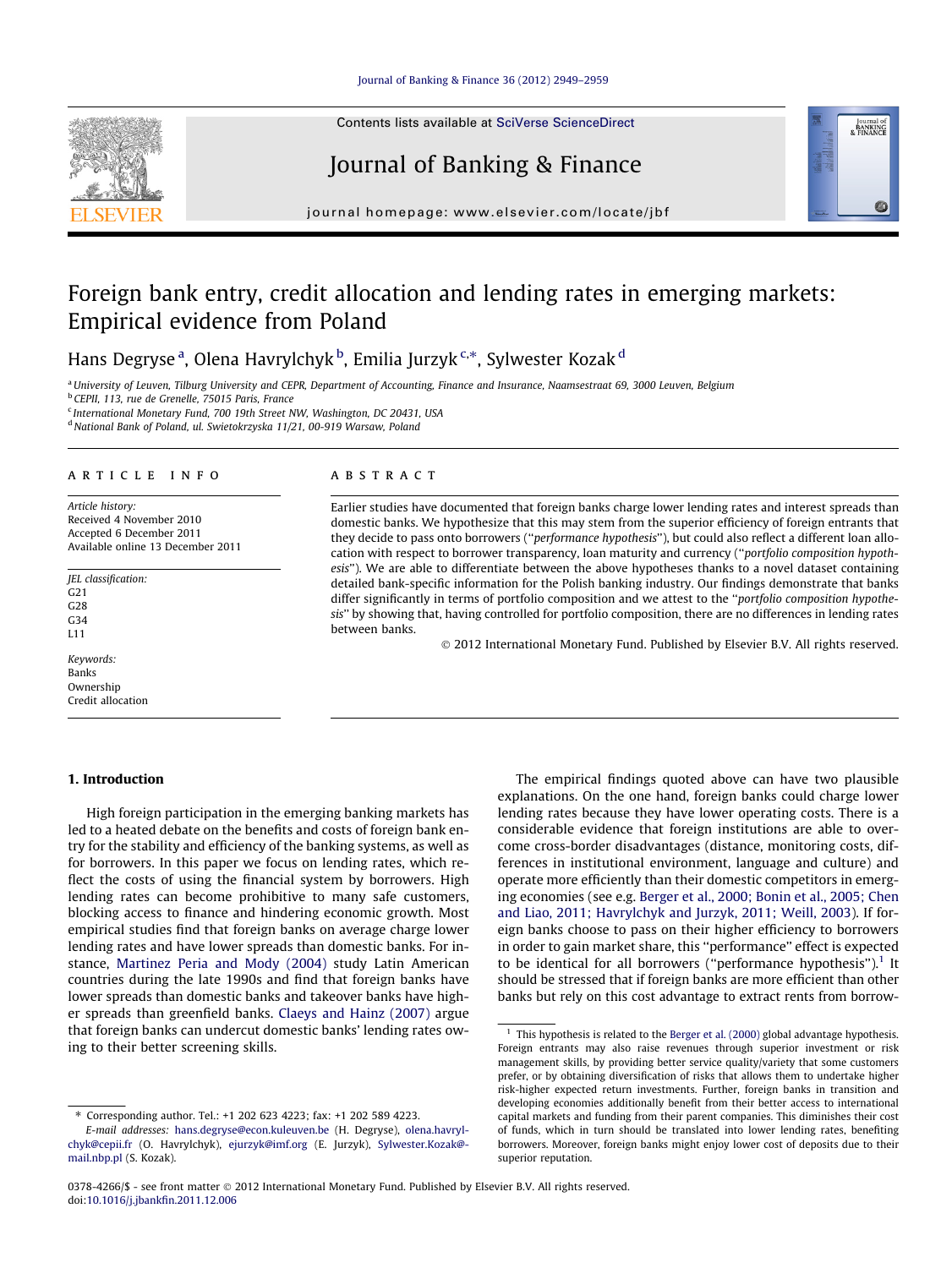# Foreign bank entry, credit allocation and lending rates in emerging markets: Empirical evidence from Poland

Hans Degryse [a], Olena Havrylchyk [b], Emilia Jurzyk [c,*], Sylwester Kozak [d]

[a] University of Leuven, Tilburg University and CEPR, Department of Accounting, Finance and Insurance, Naamsestraat 69, 3000 Leuven, Belgium
[b] CEPII, 113, rue de Grenelle, 75015 Paris, France
[c] International Monetary Fund, 700 19th Street NW, Washington, DC 20431, USA
[d] National Bank of Poland, ul. Swietokrzyska 11/21, 00-919 Warsaw, Poland

## ARTICLE INFO

*Article history:*
Received 4 November 2010
Accepted 6 December 2011
Available online 13 December 2011

*JEL classification:*
G21
G28
G34
L11

*Keywords:*
Banks
Ownership
Credit allocation

## ABSTRACT

Earlier studies have documented that foreign banks charge lower lending rates and interest spreads than domestic banks. We hypothesize that this may stem from the superior efficiency of foreign entrants that they decide to pass onto borrowers (''*performance hypothesis*''), but could also reflect a different loan allocation with respect to borrower transparency, loan maturity and currency (''*portfolio composition hypothesis*''). We are able to differentiate between the above hypotheses thanks to a novel dataset containing detailed bank-specific information for the Polish banking industry. Our findings demonstrate that banks differ significantly in terms of portfolio composition and we attest to the ''*portfolio composition hypothesis*'' by showing that, having controlled for portfolio composition, there are no differences in lending rates between banks.

© 2012 International Monetary Fund. Published by Elsevier B.V. All rights reserved.

## 1. Introduction

High foreign participation in the emerging banking markets has led to a heated debate on the benefits and costs of foreign bank entry for the stability and efficiency of the banking systems, as well as for borrowers. In this paper we focus on lending rates, which reflect the costs of using the financial system by borrowers. High lending rates can become prohibitive to many safe customers, blocking access to finance and hindering economic growth. Most empirical studies find that foreign banks on average charge lower lending rates and have lower spreads than domestic banks. For instance, Martinez Peria and Mody (2004) study Latin American countries during the late 1990s and find that foreign banks have lower spreads than domestic banks and takeover banks have higher spreads than greenfield banks. Claeys and Hainz (2007) argue that foreign banks can undercut domestic banks' lending rates owing to their better screening skills.

The empirical findings quoted above can have two plausible explanations. On the one hand, foreign banks could charge lower lending rates because they have lower operating costs. There is a considerable evidence that foreign institutions are able to overcome cross-border disadvantages (distance, monitoring costs, differences in institutional environment, language and culture) and operate more efficiently than their domestic competitors in emerging economies (see e.g. Berger et al., 2000; Bonin et al., 2005; Chen and Liao, 2011; Havrylchyk and Jurzyk, 2011; Weill, 2003). If foreign banks choose to pass on their higher efficiency to borrowers in order to gain market share, this ''performance'' effect is expected to be identical for all borrowers (''performance hypothesis'').[1] It should be stressed that if foreign banks are more efficient than other banks but rely on this cost advantage to extract rents from borrow-

[1] This hypothesis is related to the Berger et al. (2000) global advantage hypothesis. Foreign entrants may also raise revenues through superior investment or risk management skills, by providing better service quality/variety that some customers prefer, or by obtaining diversification of risks that allows them to undertake higher risk-higher expected return investments. Further, foreign banks in transition and developing economies additionally benefit from their better access to international capital markets and funding from their parent companies. This diminishes their cost of funds, which in turn should be translated into lower lending rates, benefiting borrowers. Moreover, foreign banks might enjoy lower cost of deposits due to their superior reputation.

\* Corresponding author. Tel.: +1 202 623 4223; fax: +1 202 589 4223.
*E-mail addresses:* hans.degryse@econ.kuleuven.be (H. Degryse), olena.havrylchyk@cepii.fr (O. Havrylchyk), ejurzyk@imf.org (E. Jurzyk), Sylwester.Kozak@mail.nbp.pl (S. Kozak).

0378-4266/$ - see front matter © 2012 International Monetary Fund. Published by Elsevier B.V. All rights reserved.
doi:10.1016/j.jbankfin.2011.12.006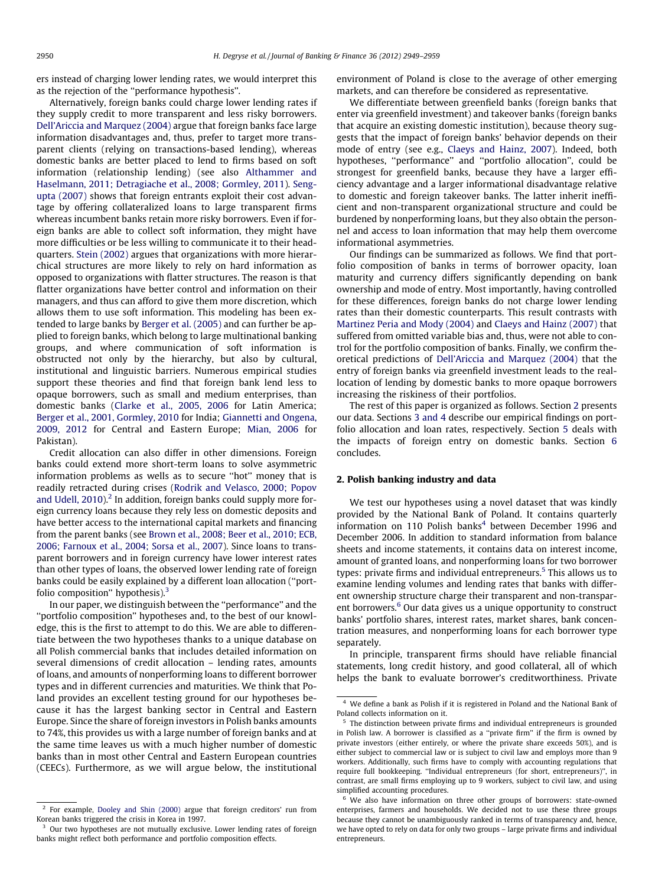ers instead of charging lower lending rates, we would interpret this as the rejection of the "performance hypothesis".

Alternatively, foreign banks could charge lower lending rates if they supply credit to more transparent and less risky borrowers. Dell'Ariccia and Marquez (2004) argue that foreign banks face large information disadvantages and, thus, prefer to target more transparent clients (relying on transactions-based lending), whereas domestic banks are better placed to lend to firms based on soft information (relationship lending) (see also Althammer and Haselmann, 2011; Detragiache et al., 2008; Gormley, 2011). Sengupta (2007) shows that foreign entrants exploit their cost advantage by offering collateralized loans to large transparent firms whereas incumbent banks retain more risky borrowers. Even if foreign banks are able to collect soft information, they might have more difficulties or be less willing to communicate it to their headquarters. Stein (2002) argues that organizations with more hierarchical structures are more likely to rely on hard information as opposed to organizations with flatter structures. The reason is that flatter organizations have better control and information on their managers, and thus can afford to give them more discretion, which allows them to use soft information. This modeling has been extended to large banks by Berger et al. (2005) and can further be applied to foreign banks, which belong to large multinational banking groups, and where communication of soft information is obstructed not only by the hierarchy, but also by cultural, institutional and linguistic barriers. Numerous empirical studies support these theories and find that foreign bank lend less to opaque borrowers, such as small and medium enterprises, than domestic banks (Clarke et al., 2005, 2006 for Latin America; Berger et al., 2001, Gormley, 2010 for India; Giannetti and Ongena, 2009, 2012 for Central and Eastern Europe; Mian, 2006 for Pakistan).

Credit allocation can also differ in other dimensions. Foreign banks could extend more short-term loans to solve asymmetric information problems as wells as to secure "hot" money that is readily retracted during crises (Rodrik and Velasco, 2000; Popov and Udell, 2010).[2] In addition, foreign banks could supply more foreign currency loans because they rely less on domestic deposits and have better access to the international capital markets and financing from the parent banks (see Brown et al., 2008; Beer et al., 2010; ECB, 2006; Farnoux et al., 2004; Sorsa et al., 2007). Since loans to transparent borrowers and in foreign currency have lower interest rates than other types of loans, the observed lower lending rate of foreign banks could be easily explained by a different loan allocation ("portfolio composition" hypothesis).[3]

In our paper, we distinguish between the "performance" and the "portfolio composition" hypotheses and, to the best of our knowledge, this is the first to attempt to do this. We are able to differentiate between the two hypotheses thanks to a unique database on all Polish commercial banks that includes detailed information on several dimensions of credit allocation – lending rates, amounts of loans, and amounts of nonperforming loans to different borrower types and in different currencies and maturities. We think that Poland provides an excellent testing ground for our hypotheses because it has the largest banking sector in Central and Eastern Europe. Since the share of foreign investors in Polish banks amounts to 74%, this provides us with a large number of foreign banks and at the same time leaves us with a much higher number of domestic banks than in most other Central and Eastern European countries (CEECs). Furthermore, as we will argue below, the institutional environment of Poland is close to the average of other emerging markets, and can therefore be considered as representative.

We differentiate between greenfield banks (foreign banks that enter via greenfield investment) and takeover banks (foreign banks that acquire an existing domestic institution), because theory suggests that the impact of foreign banks' behavior depends on their mode of entry (see e.g., Claeys and Hainz, 2007). Indeed, both hypotheses, "performance" and "portfolio allocation", could be strongest for greenfield banks, because they have a larger efficiency advantage and a larger informational disadvantage relative to domestic and foreign takeover banks. The latter inherit inefficient and non-transparent organizational structure and could be burdened by nonperforming loans, but they also obtain the personnel and access to loan information that may help them overcome informational asymmetries.

Our findings can be summarized as follows. We find that portfolio composition of banks in terms of borrower opacity, loan maturity and currency differs significantly depending on bank ownership and mode of entry. Most importantly, having controlled for these differences, foreign banks do not charge lower lending rates than their domestic counterparts. This result contrasts with Martinez Peria and Mody (2004) and Claeys and Hainz (2007) that suffered from omitted variable bias and, thus, were not able to control for the portfolio composition of banks. Finally, we confirm theoretical predictions of Dell'Ariccia and Marquez (2004) that the entry of foreign banks via greenfield investment leads to the reallocation of lending by domestic banks to more opaque borrowers increasing the riskiness of their portfolios.

The rest of this paper is organized as follows. Section 2 presents our data. Sections 3 and 4 describe our empirical findings on portfolio allocation and loan rates, respectively. Section 5 deals with the impacts of foreign entry on domestic banks. Section 6 concludes.

## 2. Polish banking industry and data

We test our hypotheses using a novel dataset that was kindly provided by the National Bank of Poland. It contains quarterly information on 110 Polish banks[4] between December 1996 and December 2006. In addition to standard information from balance sheets and income statements, it contains data on interest income, amount of granted loans, and nonperforming loans for two borrower types: private firms and individual entrepreneurs.[5] This allows us to examine lending volumes and lending rates that banks with different ownership structure charge their transparent and non-transparent borrowers.[6] Our data gives us a unique opportunity to construct banks' portfolio shares, interest rates, market shares, bank concentration measures, and nonperforming loans for each borrower type separately.

In principle, transparent firms should have reliable financial statements, long credit history, and good collateral, all of which helps the bank to evaluate borrower's creditworthiness. Private

---

[2] For example, Dooley and Shin (2000) argue that foreign creditors' run from Korean banks triggered the crisis in Korea in 1997.

[3] Our two hypotheses are not mutually exclusive. Lower lending rates of foreign banks might reflect both performance and portfolio composition effects.

[4] We define a bank as Polish if it is registered in Poland and the National Bank of Poland collects information on it.

[5] The distinction between private firms and individual entrepreneurs is grounded in Polish law. A borrower is classified as a "private firm" if the firm is owned by private investors (either entirely, or where the private share exceeds 50%), and is either subject to commercial law or is subject to civil law and employs more than 9 workers. Additionally, such firms have to comply with accounting regulations that require full bookkeeping. "Individual entrepreneurs (for short, entrepreneurs)", in contrast, are small firms employing up to 9 workers, subject to civil law, and using simplified accounting procedures.

[6] We also have information on three other groups of borrowers: state-owned enterprises, farmers and households. We decided not to use these three groups because they cannot be unambiguously ranked in terms of transparency and, hence, we have opted to rely on data for only two groups – large private firms and individual entrepreneurs.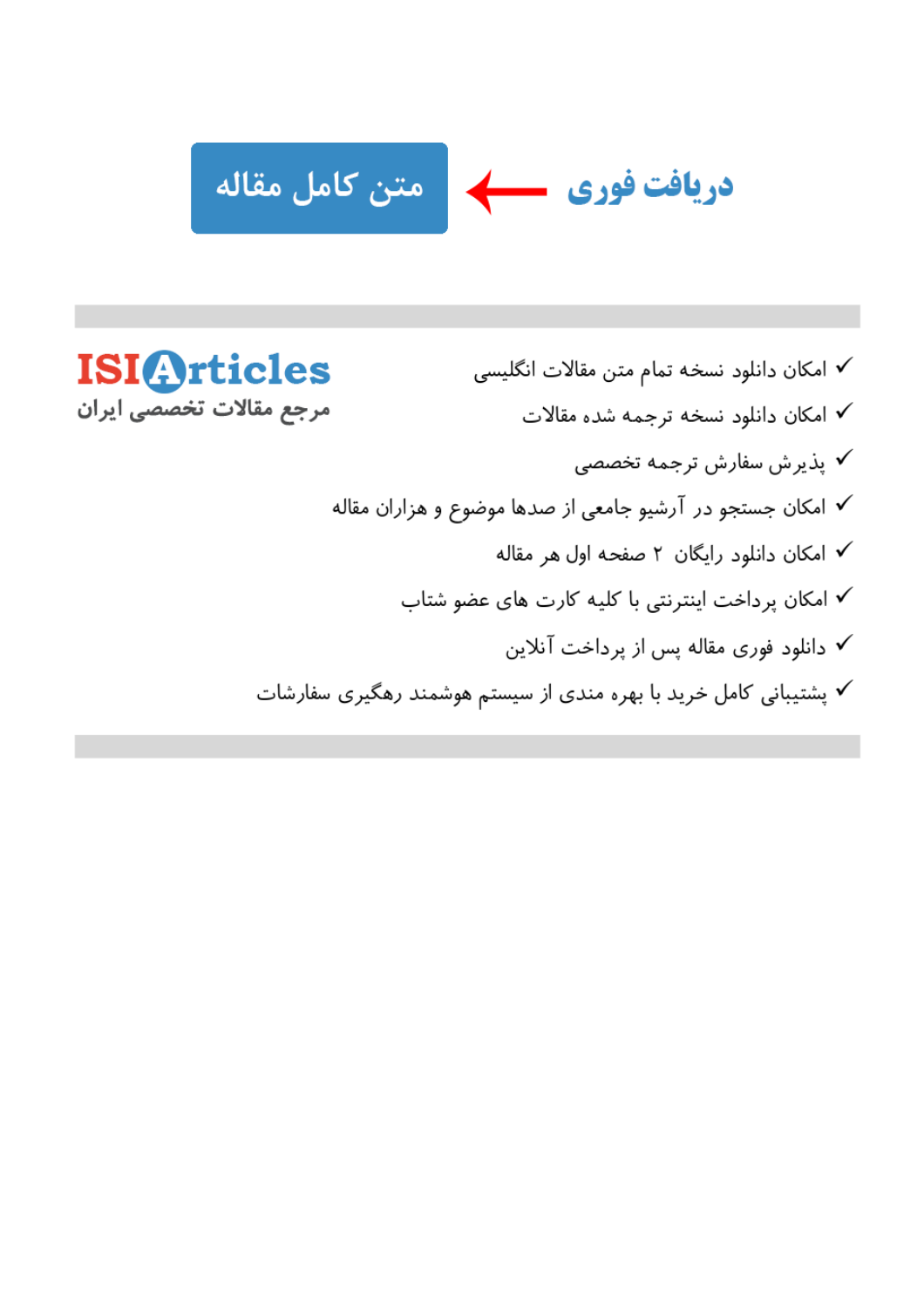دریافت فوری ← **متن کامل مقاله**

**ISIArticles**
مرجع مقالات تخصصی ایران

- ✓ امکان دانلود نسخه تمام متن مقالات انگلیسی
- ✓ امکان دانلود نسخه ترجمه شده مقالات
- ✓ پذیرش سفارش ترجمه تخصصی
- ✓ امکان جستجو در آرشیو جامعی از صدها موضوع و هزاران مقاله
- ✓ امکان دانلود رایگان ۲ صفحه اول هر مقاله
- ✓ امکان پرداخت اینترنتی با کلیه کارت های عضو شتاب
- ✓ دانلود فوری مقاله پس از پرداخت آنلاین
- ✓ پشتیبانی کامل خرید با بهره مندی از سیستم هوشمند رهگیری سفارشات